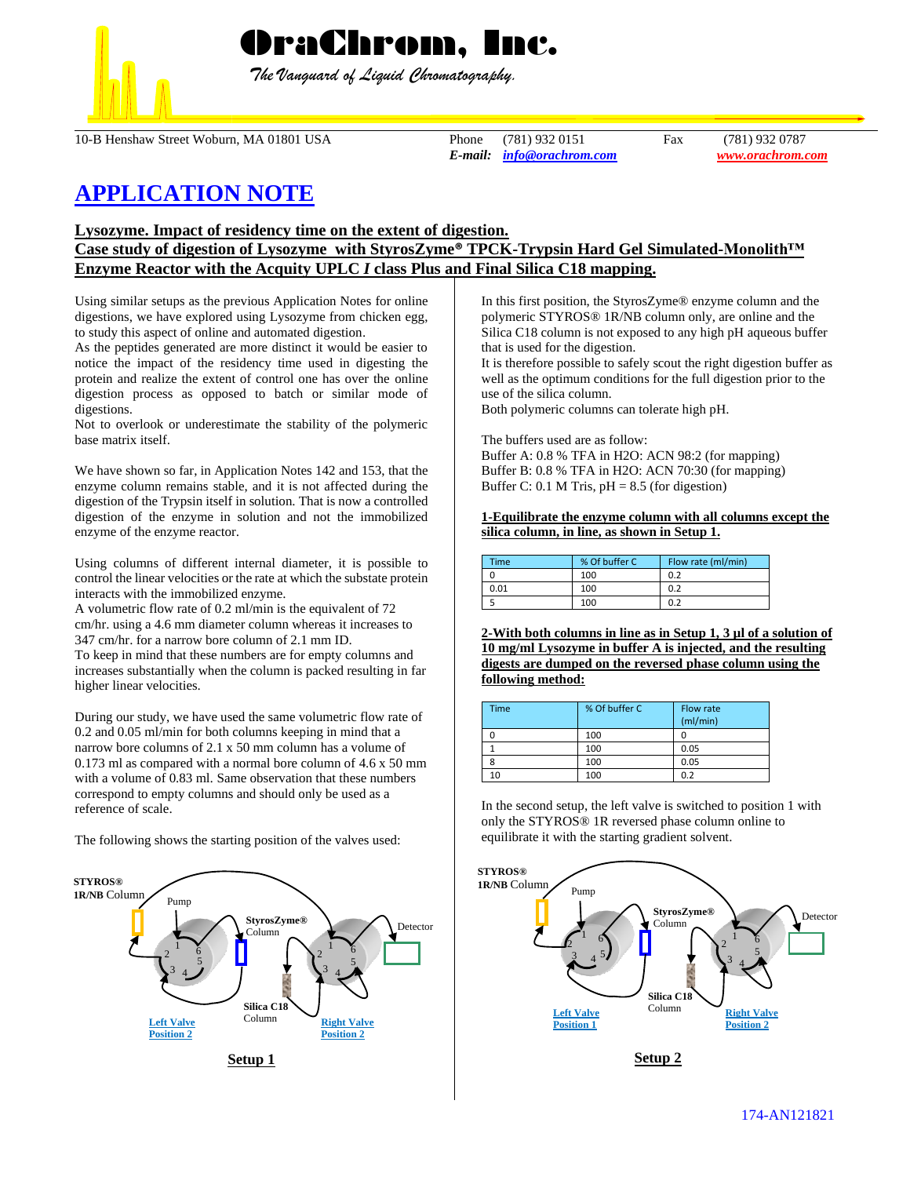# OraChrom, Inc.

*The Vanguard of Liquid Chromatography.*

10-B Henshaw Street Woburn, MA 01801 USA

Phone (781) 932 0151 Fax (781) 932 0787

*E-mail:* info@orachrom.com www.orachrom.com

# APPLICATION NOTE

## Lysozyme. Impact of residency time on the extent of digestion. Case study of digestion of Lysozyme with StyrosZyme® TPCK-Trypsin Hard Gel Simulated-Monolith™ Enzyme Reactor with the Acquity UPLC *I* class Plus and Final Silica C18 mapping.

Using similar setups as the previous Application Notes for online digestions, we have explored using Lysozyme from chicken egg, to study this aspect of online and automated digestion.
As the peptides generated are more distinct it would be easier to notice the impact of the residency time used in digesting the protein and realize the extent of control one has over the online digestion process as opposed to batch or similar mode of digestions.
Not to overlook or underestimate the stability of the polymeric base matrix itself.

We have shown so far, in Application Notes 142 and 153, that the enzyme column remains stable, and it is not affected during the digestion of the Trypsin itself in solution. That is now a controlled digestion of the enzyme in solution and not the immobilized enzyme of the enzyme reactor.

Using columns of different internal diameter, it is possible to control the linear velocities or the rate at which the substate protein interacts with the immobilized enzyme.
A volumetric flow rate of 0.2 ml/min is the equivalent of 72 cm/hr. using a 4.6 mm diameter column whereas it increases to 347 cm/hr. for a narrow bore column of 2.1 mm ID.
To keep in mind that these numbers are for empty columns and increases substantially when the column is packed resulting in far higher linear velocities.

During our study, we have used the same volumetric flow rate of 0.2 and 0.05 ml/min for both columns keeping in mind that a narrow bore columns of 2.1 x 50 mm column has a volume of 0.173 ml as compared with a normal bore column of 4.6 x 50 mm with a volume of 0.83 ml. Same observation that these numbers correspond to empty columns and should only be used as a reference of scale.

The following shows the starting position of the valves used:

STYROS® 1R/NB Column — Pump — StyrosZyme® Column — Detector — Silica C18 Column — Left Valve Position 2 — Right Valve Position 2

**Setup 1**

In this first position, the StyrosZyme® enzyme column and the polymeric STYROS® 1R/NB column only, are online and the Silica C18 column is not exposed to any high pH aqueous buffer that is used for the digestion.
It is therefore possible to safely scout the right digestion buffer as well as the optimum conditions for the full digestion prior to the use of the silica column.
Both polymeric columns can tolerate high pH.

The buffers used are as follow:
Buffer A: 0.8 % TFA in $H_2O$: ACN 98:2 (for mapping)
Buffer B: 0.8 % TFA in $H_2O$: ACN 70:30 (for mapping)
Buffer C: 0.1 M Tris, pH = 8.5 (for digestion)

**1-Equilibrate the enzyme column with all columns except the silica column, in line, as shown in Setup 1.**

| Time | % Of buffer C | Flow rate (ml/min) |
|---|---|---|
| 0 | 100 | 0.2 |
| 0.01 | 100 | 0.2 |
| 5 | 100 | 0.2 |

**2-With both columns in line as in Setup 1, 3 µl of a solution of 10 mg/ml Lysozyme in buffer A is injected, and the resulting digests are dumped on the reversed phase column using the following method:**

| Time | % Of buffer C | Flow rate (ml/min) |
|---|---|---|
| 0 | 100 | 0 |
| 1 | 100 | 0.05 |
| 8 | 100 | 0.05 |
| 10 | 100 | 0.2 |

In the second setup, the left valve is switched to position 1 with only the STYROS® 1R reversed phase column online to equilibrate it with the starting gradient solvent.

STYROS® 1R/NB Column — Pump — StyrosZyme® Column — Detector — Silica C18 Column — Left Valve Position 1 — Right Valve Position 2

**Setup 2**

174-AN121821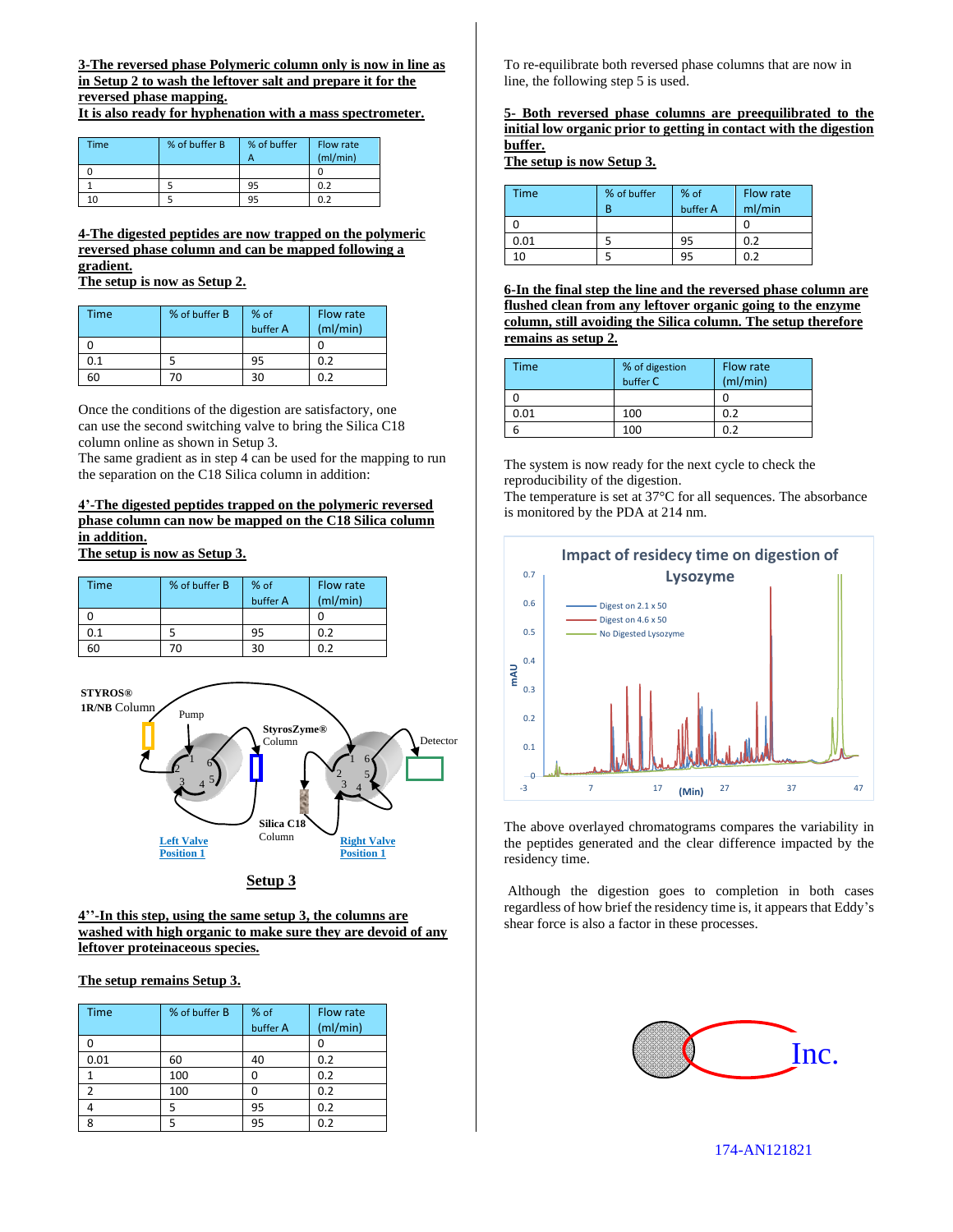**3-The reversed phase Polymeric column only is now in line as in Setup 2 to wash the leftover salt and prepare it for the reversed phase mapping.**
**It is also ready for hyphenation with a mass spectrometer.**

| Time | % of buffer B | % of buffer A | Flow rate (ml/min) |
|---|---|---|---|
| 0 | | | 0 |
| 1 | 5 | 95 | 0.2 |
| 10 | 5 | 95 | 0.2 |

**4-The digested peptides are now trapped on the polymeric reversed phase column and can be mapped following a gradient.**
**The setup is now as Setup 2.**

| Time | % of buffer B | % of buffer A | Flow rate (ml/min) |
|---|---|---|---|
| 0 | | | 0 |
| 0.1 | 5 | 95 | 0.2 |
| 60 | 70 | 30 | 0.2 |

Once the conditions of the digestion are satisfactory, one can use the second switching valve to bring the Silica C18 column online as shown in Setup 3.
The same gradient as in step 4 can be used for the mapping to run the separation on the C18 Silica column in addition:

**4'-The digested peptides trapped on the polymeric reversed phase column can now be mapped on the C18 Silica column in addition.**
**The setup is now as Setup 3.**

| Time | % of buffer B | % of buffer A | Flow rate (ml/min) |
|---|---|---|---|
| 0 | | | 0 |
| 0.1 | 5 | 95 | 0.2 |
| 60 | 70 | 30 | 0.2 |

STYROS® 1R/NB Column
Pump
StyrosZyme® Column
Detector
Silica C18 Column
Left Valve Position 1
Right Valve Position 1

**Setup 3**

**4''-In this step, using the same setup 3, the columns are washed with high organic to make sure they are devoid of any leftover proteinaceous species.**

**The setup remains Setup 3.**

| Time | % of buffer B | % of buffer A | Flow rate (ml/min) |
|---|---|---|---|
| 0 | | | 0 |
| 0.01 | 60 | 40 | 0.2 |
| 1 | 100 | 0 | 0.2 |
| 2 | 100 | 0 | 0.2 |
| 4 | 5 | 95 | 0.2 |
| 8 | 5 | 95 | 0.2 |

To re-equilibrate both reversed phase columns that are now in line, the following step 5 is used.

**5- Both reversed phase columns are preequilibrated to the initial low organic prior to getting in contact with the digestion buffer.**
**The setup is now Setup 3.**

| Time | % of buffer B | % of buffer A | Flow rate ml/min |
|---|---|---|---|
| 0 | | | 0 |
| 0.01 | 5 | 95 | 0.2 |
| 10 | 5 | 95 | 0.2 |

**6-In the final step the line and the reversed phase column are flushed clean from any leftover organic going to the enzyme column, still avoiding the Silica column. The setup therefore remains as setup 2.**

| Time | % of digestion buffer C | Flow rate (ml/min) |
|---|---|---|
| 0 | | 0 |
| 0.01 | 100 | 0.2 |
| 6 | 100 | 0.2 |

The system is now ready for the next cycle to check the reproducibility of the digestion.
The temperature is set at 37°C for all sequences. The absorbance is monitored by the PDA at 214 nm.

Impact of residecy time on digestion of Lysozyme
Digest on 2.1 x 50
Digest on 4.6 x 50
No Digested Lysozyme
mAU
0.7
0.6
0.5
0.4
0.3
0.2
0.1
0
-3
7
17
(Min)
27
37
47

The above overlayed chromatograms compares the variability in the peptides generated and the clear difference impacted by the residency time.

Although the digestion goes to completion in both cases regardless of how brief the residency time is, it appears that Eddy's shear force is also a factor in these processes.

Inc.

174-AN121821